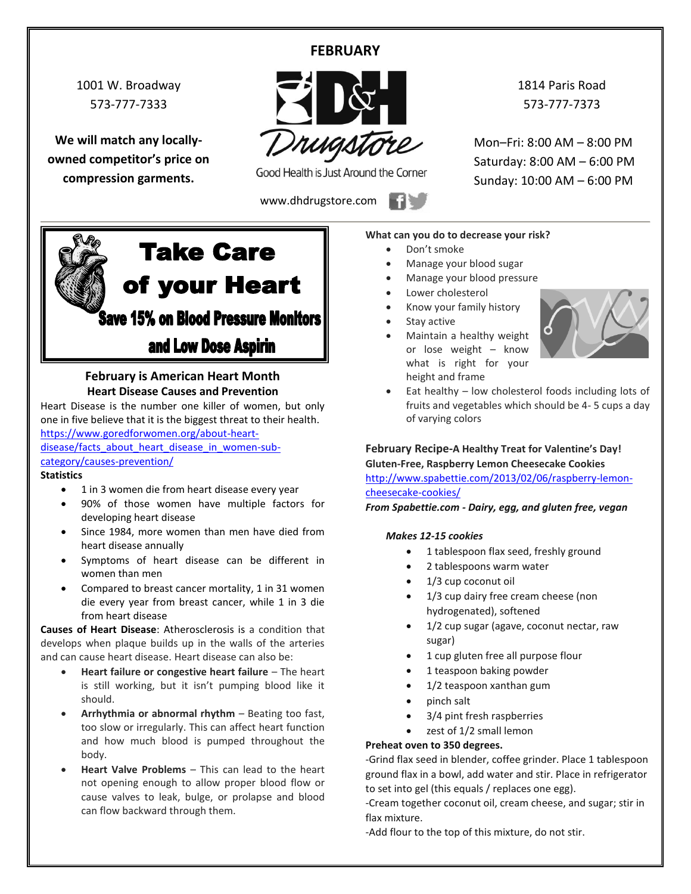# FEBRUARY

1001 W. Broadway
573-777-7333

**We will match any locally-owned competitor's price on compression garments.**

D&H Drugstore
Good Health is Just Around the Corner

www.dhdrugstore.com

1814 Paris Road
573-777-7373

Mon–Fri: 8:00 AM – 8:00 PM
Saturday: 8:00 AM – 6:00 PM
Sunday: 10:00 AM – 6:00 PM

## Take Care of your Heart

**Save 15% on Blood Pressure Monitors and Low Dose Aspirin**

### February is American Heart Month
### Heart Disease Causes and Prevention

Heart Disease is the number one killer of women, but only one in five believe that it is the biggest threat to their health.
https://www.goredforwomen.org/about-heart-disease/facts_about_heart_disease_in_women-sub-category/causes-prevention/

**Statistics**

- 1 in 3 women die from heart disease every year
- 90% of those women have multiple factors for developing heart disease
- Since 1984, more women than men have died from heart disease annually
- Symptoms of heart disease can be different in women than men
- Compared to breast cancer mortality, 1 in 31 women die every year from breast cancer, while 1 in 3 die from heart disease

**Causes of Heart Disease**: Atherosclerosis is a condition that develops when plaque builds up in the walls of the arteries and can cause heart disease. Heart disease can also be:

- **Heart failure or congestive heart failure** – The heart is still working, but it isn't pumping blood like it should.
- **Arrhythmia or abnormal rhythm** – Beating too fast, too slow or irregularly. This can affect heart function and how much blood is pumped throughout the body.
- **Heart Valve Problems** – This can lead to the heart not opening enough to allow proper blood flow or cause valves to leak, bulge, or prolapse and blood can flow backward through them.

**What can you do to decrease your risk?**

- Don't smoke
- Manage your blood sugar
- Manage your blood pressure
- Lower cholesterol
- Know your family history
- Stay active
- Maintain a healthy weight or lose weight – know what is right for your height and frame
- Eat healthy – low cholesterol foods including lots of fruits and vegetables which should be 4- 5 cups a day of varying colors

**February Recipe-A Healthy Treat for Valentine's Day!**
**Gluten-Free, Raspberry Lemon Cheesecake Cookies**
http://www.spabettie.com/2013/02/06/raspberry-lemon-cheesecake-cookies/
***From Spabettie.com - Dairy, egg, and gluten free, vegan***

*Makes 12-15 cookies*

- 1 tablespoon flax seed, freshly ground
- 2 tablespoons warm water
- 1/3 cup coconut oil
- 1/3 cup dairy free cream cheese (non hydrogenated), softened
- 1/2 cup sugar (agave, coconut nectar, raw sugar)
- 1 cup gluten free all purpose flour
- 1 teaspoon baking powder
- 1/2 teaspoon xanthan gum
- pinch salt
- 3/4 pint fresh raspberries
- zest of 1/2 small lemon

**Preheat oven to 350 degrees.**

-Grind flax seed in blender, coffee grinder. Place 1 tablespoon ground flax in a bowl, add water and stir. Place in refrigerator to set into gel (this equals / replaces one egg).
-Cream together coconut oil, cream cheese, and sugar; stir in flax mixture.
-Add flour to the top of this mixture, do not stir.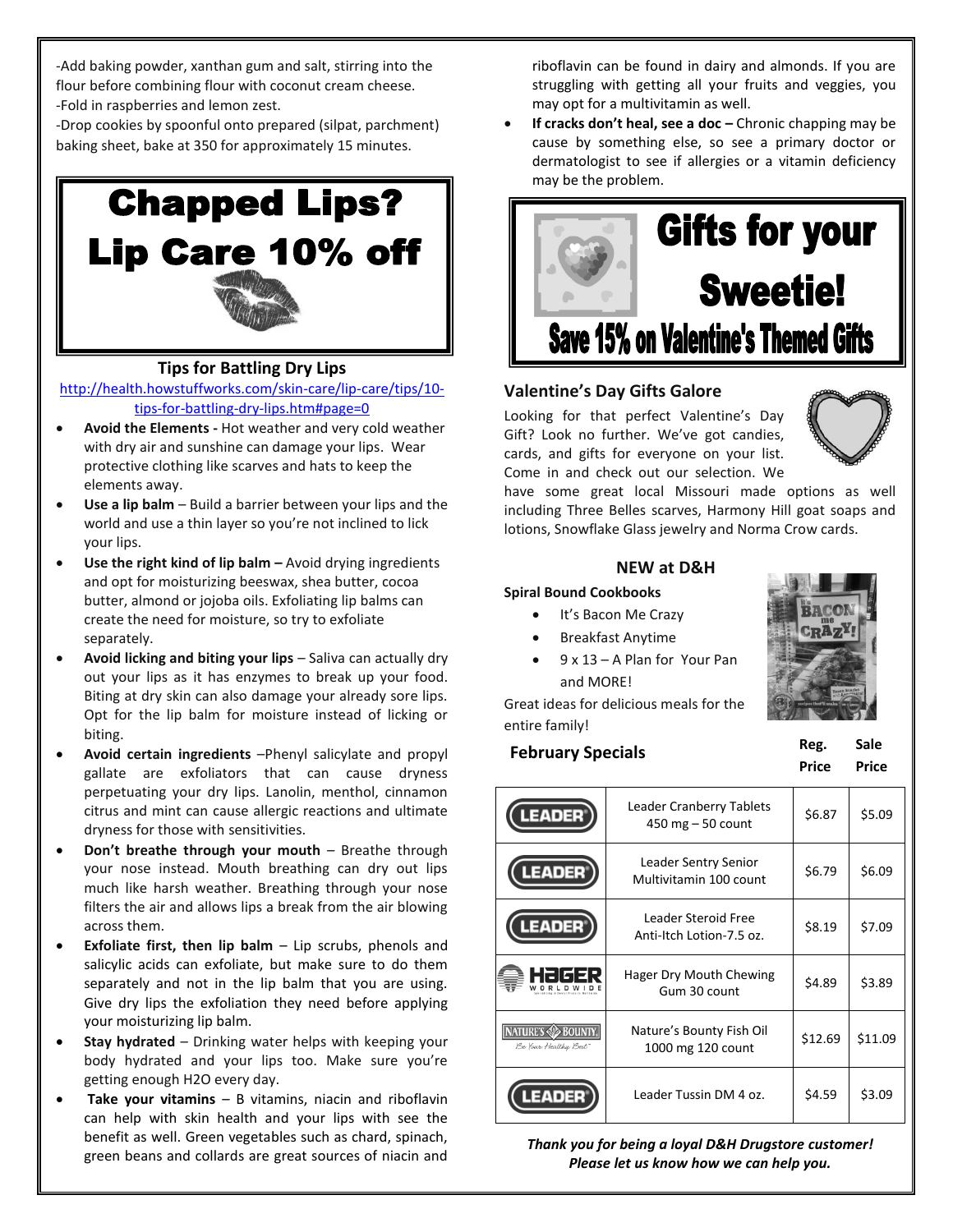-Add baking powder, xanthan gum and salt, stirring into the flour before combining flour with coconut cream cheese.
-Fold in raspberries and lemon zest.
-Drop cookies by spoonful onto prepared (silpat, parchment) baking sheet, bake at 350 for approximately 15 minutes.

# Chapped Lips? Lip Care 10% off

### Tips for Battling Dry Lips

http://health.howstuffworks.com/skin-care/lip-care/tips/10-tips-for-battling-dry-lips.htm#page=0

- **Avoid the Elements -** Hot weather and very cold weather with dry air and sunshine can damage your lips. Wear protective clothing like scarves and hats to keep the elements away.
- **Use a lip balm** – Build a barrier between your lips and the world and use a thin layer so you're not inclined to lick your lips.
- **Use the right kind of lip balm –** Avoid drying ingredients and opt for moisturizing beeswax, shea butter, cocoa butter, almond or jojoba oils. Exfoliating lip balms can create the need for moisture, so try to exfoliate separately.
- **Avoid licking and biting your lips** – Saliva can actually dry out your lips as it has enzymes to break up your food. Biting at dry skin can also damage your already sore lips. Opt for the lip balm for moisture instead of licking or biting.
- **Avoid certain ingredients** –Phenyl salicylate and propyl gallate are exfoliators that can cause dryness perpetuating your dry lips. Lanolin, menthol, cinnamon citrus and mint can cause allergic reactions and ultimate dryness for those with sensitivities.
- **Don't breathe through your mouth** – Breathe through your nose instead. Mouth breathing can dry out lips much like harsh weather. Breathing through your nose filters the air and allows lips a break from the air blowing across them.
- **Exfoliate first, then lip balm** – Lip scrubs, phenols and salicylic acids can exfoliate, but make sure to do them separately and not in the lip balm that you are using. Give dry lips the exfoliation they need before applying your moisturizing lip balm.
- **Stay hydrated** – Drinking water helps with keeping your body hydrated and your lips too. Make sure you're getting enough H2O every day.
- **Take your vitamins** – B vitamins, niacin and riboflavin can help with skin health and your lips with see the benefit as well. Green vegetables such as chard, spinach, green beans and collards are great sources of niacin and riboflavin can be found in dairy and almonds. If you are struggling with getting all your fruits and veggies, you may opt for a multivitamin as well.
- **If cracks don't heal, see a doc –** Chronic chapping may be cause by something else, so see a primary doctor or dermatologist to see if allergies or a vitamin deficiency may be the problem.

# Gifts for your Sweetie!

**Save 15% on Valentine's Themed Gifts**

### Valentine's Day Gifts Galore

Looking for that perfect Valentine's Day Gift? Look no further. We've got candies, cards, and gifts for everyone on your list. Come in and check out our selection. We have some great local Missouri made options as well including Three Belles scarves, Harmony Hill goat soaps and lotions, Snowflake Glass jewelry and Norma Crow cards.

### NEW at D&H

**Spiral Bound Cookbooks**

- It's Bacon Me Crazy
- Breakfast Anytime
- 9 x 13 – A Plan for Your Pan
  and MORE!

Great ideas for delicious meals for the entire family!

### February Specials

| | | Reg. Price | Sale Price |
|---|---|---|---|
| LEADER | Leader Cranberry Tablets 450 mg – 50 count | $6.87 | $5.09 |
| LEADER | Leader Sentry Senior Multivitamin 100 count | $6.79 | $6.09 |
| LEADER | Leader Steroid Free Anti-Itch Lotion-7.5 oz. | $8.19 | $7.09 |
| HAGER WORLDWIDE | Hager Dry Mouth Chewing Gum 30 count | $4.89 | $3.89 |
| NATURE'S BOUNTY | Nature's Bounty Fish Oil 1000 mg 120 count | $12.69 | $11.09 |
| LEADER | Leader Tussin DM 4 oz. | $4.59 | $3.09 |

***Thank you for being a loyal D&H Drugstore customer! Please let us know how we can help you.***